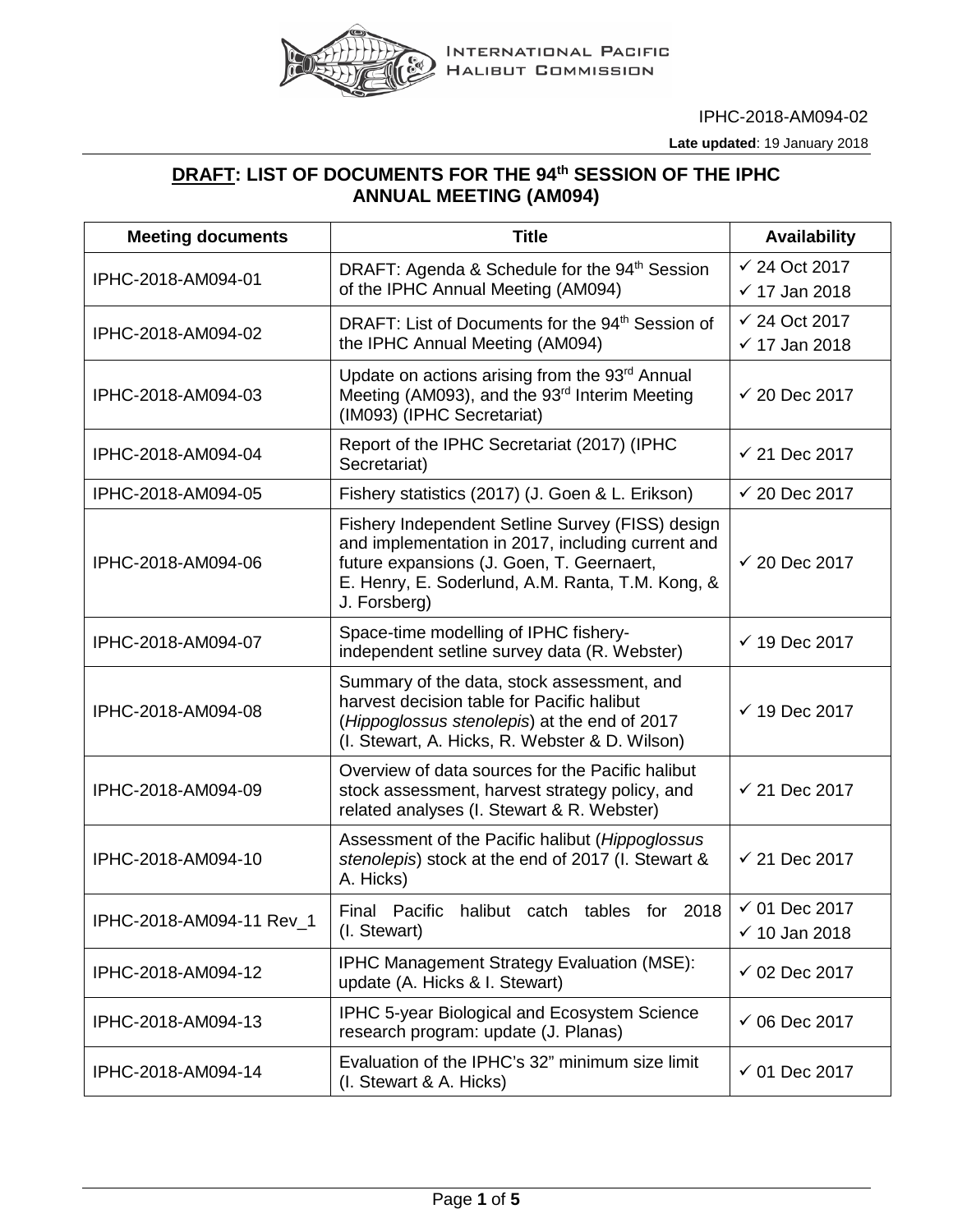INTERNATIONAL PACIFIC HALIBUT COMMISSION

IPHC-2018-AM094-02

**Late updated**: 19 January 2018

# **DRAFT**: LIST OF DOCUMENTS FOR THE 94th SESSION OF THE IPHC ANNUAL MEETING (AM094)

| Meeting documents | Title | Availability |
|---|---|---|
| IPHC-2018-AM094-01 | DRAFT: Agenda & Schedule for the 94th Session of the IPHC Annual Meeting (AM094) | ✓ 24 Oct 2017<br>✓ 17 Jan 2018 |
| IPHC-2018-AM094-02 | DRAFT: List of Documents for the 94th Session of the IPHC Annual Meeting (AM094) | ✓ 24 Oct 2017<br>✓ 17 Jan 2018 |
| IPHC-2018-AM094-03 | Update on actions arising from the 93rd Annual Meeting (AM093), and the 93rd Interim Meeting (IM093) (IPHC Secretariat) | ✓ 20 Dec 2017 |
| IPHC-2018-AM094-04 | Report of the IPHC Secretariat (2017) (IPHC Secretariat) | ✓ 21 Dec 2017 |
| IPHC-2018-AM094-05 | Fishery statistics (2017) (J. Goen & L. Erikson) | ✓ 20 Dec 2017 |
| IPHC-2018-AM094-06 | Fishery Independent Setline Survey (FISS) design and implementation in 2017, including current and future expansions (J. Goen, T. Geernaert, E. Henry, E. Soderlund, A.M. Ranta, T.M. Kong, & J. Forsberg) | ✓ 20 Dec 2017 |
| IPHC-2018-AM094-07 | Space-time modelling of IPHC fishery-independent setline survey data (R. Webster) | ✓ 19 Dec 2017 |
| IPHC-2018-AM094-08 | Summary of the data, stock assessment, and harvest decision table for Pacific halibut (*Hippoglossus stenolepis*) at the end of 2017 (I. Stewart, A. Hicks, R. Webster & D. Wilson) | ✓ 19 Dec 2017 |
| IPHC-2018-AM094-09 | Overview of data sources for the Pacific halibut stock assessment, harvest strategy policy, and related analyses (I. Stewart & R. Webster) | ✓ 21 Dec 2017 |
| IPHC-2018-AM094-10 | Assessment of the Pacific halibut (*Hippoglossus stenolepis*) stock at the end of 2017 (I. Stewart & A. Hicks) | ✓ 21 Dec 2017 |
| IPHC-2018-AM094-11 Rev_1 | Final Pacific halibut catch tables for 2018 (I. Stewart) | ✓ 01 Dec 2017<br>✓ 10 Jan 2018 |
| IPHC-2018-AM094-12 | IPHC Management Strategy Evaluation (MSE): update (A. Hicks & I. Stewart) | ✓ 02 Dec 2017 |
| IPHC-2018-AM094-13 | IPHC 5-year Biological and Ecosystem Science research program: update (J. Planas) | ✓ 06 Dec 2017 |
| IPHC-2018-AM094-14 | Evaluation of the IPHC's 32" minimum size limit (I. Stewart & A. Hicks) | ✓ 01 Dec 2017 |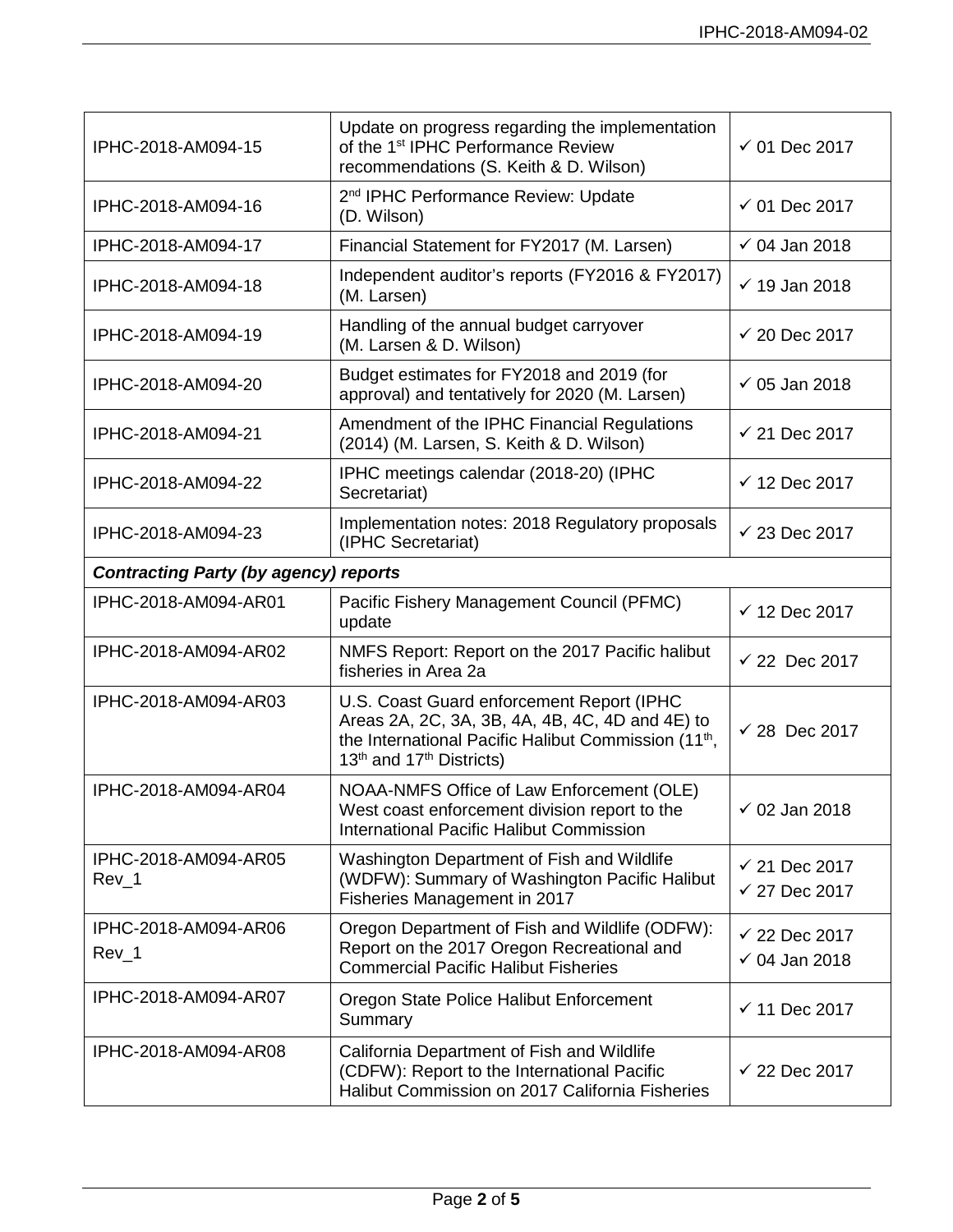| | | |
|---|---|---|
| IPHC-2018-AM094-15 | Update on progress regarding the implementation of the 1st IPHC Performance Review recommendations (S. Keith & D. Wilson) | ✓ 01 Dec 2017 |
| IPHC-2018-AM094-16 | 2nd IPHC Performance Review: Update (D. Wilson) | ✓ 01 Dec 2017 |
| IPHC-2018-AM094-17 | Financial Statement for FY2017 (M. Larsen) | ✓ 04 Jan 2018 |
| IPHC-2018-AM094-18 | Independent auditor's reports (FY2016 & FY2017) (M. Larsen) | ✓ 19 Jan 2018 |
| IPHC-2018-AM094-19 | Handling of the annual budget carryover (M. Larsen & D. Wilson) | ✓ 20 Dec 2017 |
| IPHC-2018-AM094-20 | Budget estimates for FY2018 and 2019 (for approval) and tentatively for 2020 (M. Larsen) | ✓ 05 Jan 2018 |
| IPHC-2018-AM094-21 | Amendment of the IPHC Financial Regulations (2014) (M. Larsen, S. Keith & D. Wilson) | ✓ 21 Dec 2017 |
| IPHC-2018-AM094-22 | IPHC meetings calendar (2018-20) (IPHC Secretariat) | ✓ 12 Dec 2017 |
| IPHC-2018-AM094-23 | Implementation notes: 2018 Regulatory proposals (IPHC Secretariat) | ✓ 23 Dec 2017 |
| ***Contracting Party (by agency) reports*** | | |
| IPHC-2018-AM094-AR01 | Pacific Fishery Management Council (PFMC) update | ✓ 12 Dec 2017 |
| IPHC-2018-AM094-AR02 | NMFS Report: Report on the 2017 Pacific halibut fisheries in Area 2a | ✓ 22 Dec 2017 |
| IPHC-2018-AM094-AR03 | U.S. Coast Guard enforcement Report (IPHC Areas 2A, 2C, 3A, 3B, 4A, 4B, 4C, 4D and 4E) to the International Pacific Halibut Commission (11th, 13th and 17th Districts) | ✓ 28 Dec 2017 |
| IPHC-2018-AM094-AR04 | NOAA-NMFS Office of Law Enforcement (OLE) West coast enforcement division report to the International Pacific Halibut Commission | ✓ 02 Jan 2018 |
| IPHC-2018-AM094-AR05 Rev_1 | Washington Department of Fish and Wildlife (WDFW): Summary of Washington Pacific Halibut Fisheries Management in 2017 | ✓ 21 Dec 2017<br>✓ 27 Dec 2017 |
| IPHC-2018-AM094-AR06 Rev_1 | Oregon Department of Fish and Wildlife (ODFW): Report on the 2017 Oregon Recreational and Commercial Pacific Halibut Fisheries | ✓ 22 Dec 2017<br>✓ 04 Jan 2018 |
| IPHC-2018-AM094-AR07 | Oregon State Police Halibut Enforcement Summary | ✓ 11 Dec 2017 |
| IPHC-2018-AM094-AR08 | California Department of Fish and Wildlife (CDFW): Report to the International Pacific Halibut Commission on 2017 California Fisheries | ✓ 22 Dec 2017 |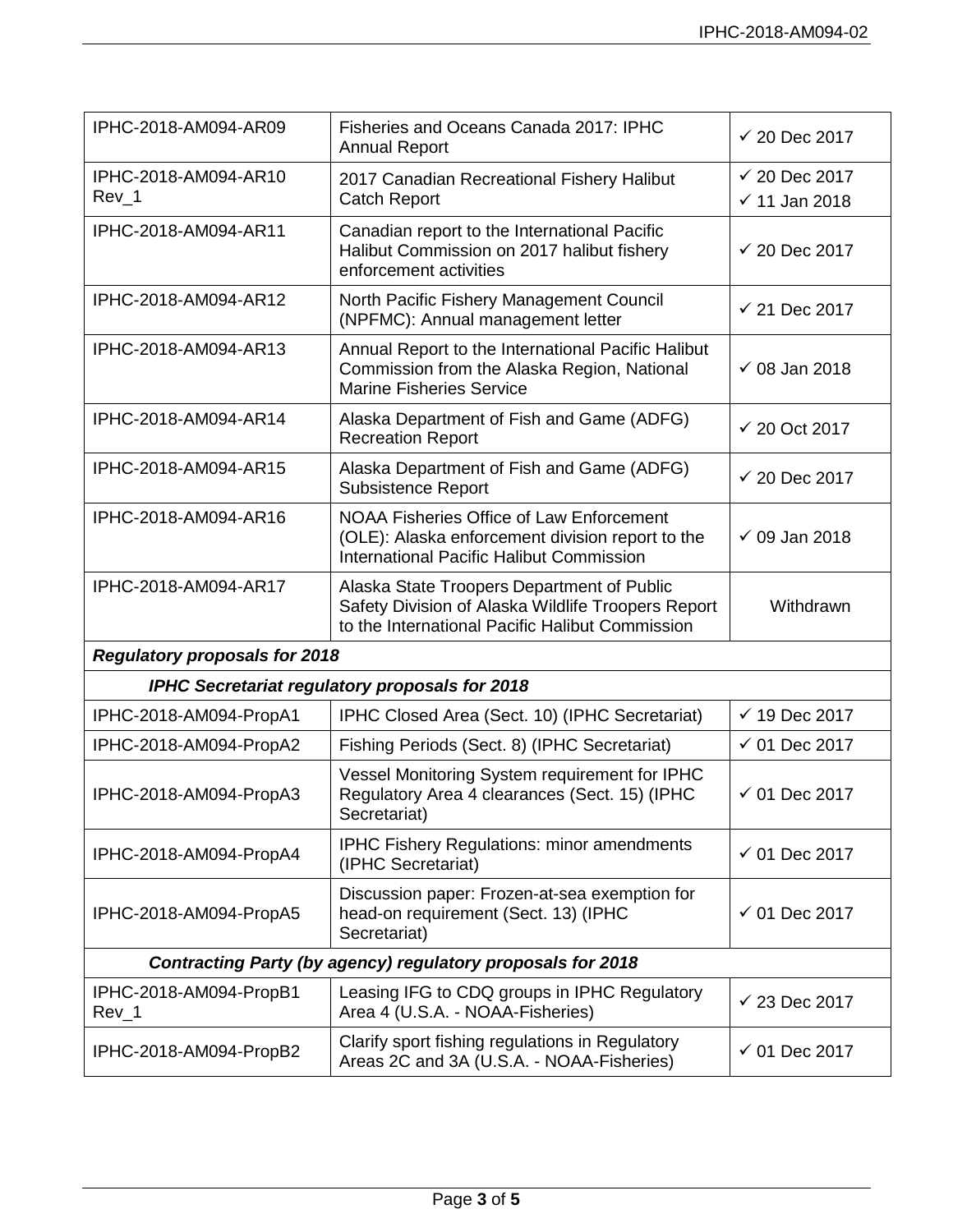| | | |
|---|---|---|
| IPHC-2018-AM094-AR09 | Fisheries and Oceans Canada 2017: IPHC Annual Report | ✓ 20 Dec 2017 |
| IPHC-2018-AM094-AR10 Rev_1 | 2017 Canadian Recreational Fishery Halibut Catch Report | ✓ 20 Dec 2017<br>✓ 11 Jan 2018 |
| IPHC-2018-AM094-AR11 | Canadian report to the International Pacific Halibut Commission on 2017 halibut fishery enforcement activities | ✓ 20 Dec 2017 |
| IPHC-2018-AM094-AR12 | North Pacific Fishery Management Council (NPFMC): Annual management letter | ✓ 21 Dec 2017 |
| IPHC-2018-AM094-AR13 | Annual Report to the International Pacific Halibut Commission from the Alaska Region, National Marine Fisheries Service | ✓ 08 Jan 2018 |
| IPHC-2018-AM094-AR14 | Alaska Department of Fish and Game (ADFG) Recreation Report | ✓ 20 Oct 2017 |
| IPHC-2018-AM094-AR15 | Alaska Department of Fish and Game (ADFG) Subsistence Report | ✓ 20 Dec 2017 |
| IPHC-2018-AM094-AR16 | NOAA Fisheries Office of Law Enforcement (OLE): Alaska enforcement division report to the International Pacific Halibut Commission | ✓ 09 Jan 2018 |
| IPHC-2018-AM094-AR17 | Alaska State Troopers Department of Public Safety Division of Alaska Wildlife Troopers Report to the International Pacific Halibut Commission | Withdrawn |
| ***Regulatory proposals for 2018*** | | |
| ***IPHC Secretariat regulatory proposals for 2018*** | | |
| IPHC-2018-AM094-PropA1 | IPHC Closed Area (Sect. 10) (IPHC Secretariat) | ✓ 19 Dec 2017 |
| IPHC-2018-AM094-PropA2 | Fishing Periods (Sect. 8) (IPHC Secretariat) | ✓ 01 Dec 2017 |
| IPHC-2018-AM094-PropA3 | Vessel Monitoring System requirement for IPHC Regulatory Area 4 clearances (Sect. 15) (IPHC Secretariat) | ✓ 01 Dec 2017 |
| IPHC-2018-AM094-PropA4 | IPHC Fishery Regulations: minor amendments (IPHC Secretariat) | ✓ 01 Dec 2017 |
| IPHC-2018-AM094-PropA5 | Discussion paper: Frozen-at-sea exemption for head-on requirement (Sect. 13) (IPHC Secretariat) | ✓ 01 Dec 2017 |
| ***Contracting Party (by agency) regulatory proposals for 2018*** | | |
| IPHC-2018-AM094-PropB1 Rev_1 | Leasing IFG to CDQ groups in IPHC Regulatory Area 4 (U.S.A. - NOAA-Fisheries) | ✓ 23 Dec 2017 |
| IPHC-2018-AM094-PropB2 | Clarify sport fishing regulations in Regulatory Areas 2C and 3A (U.S.A. - NOAA-Fisheries) | ✓ 01 Dec 2017 |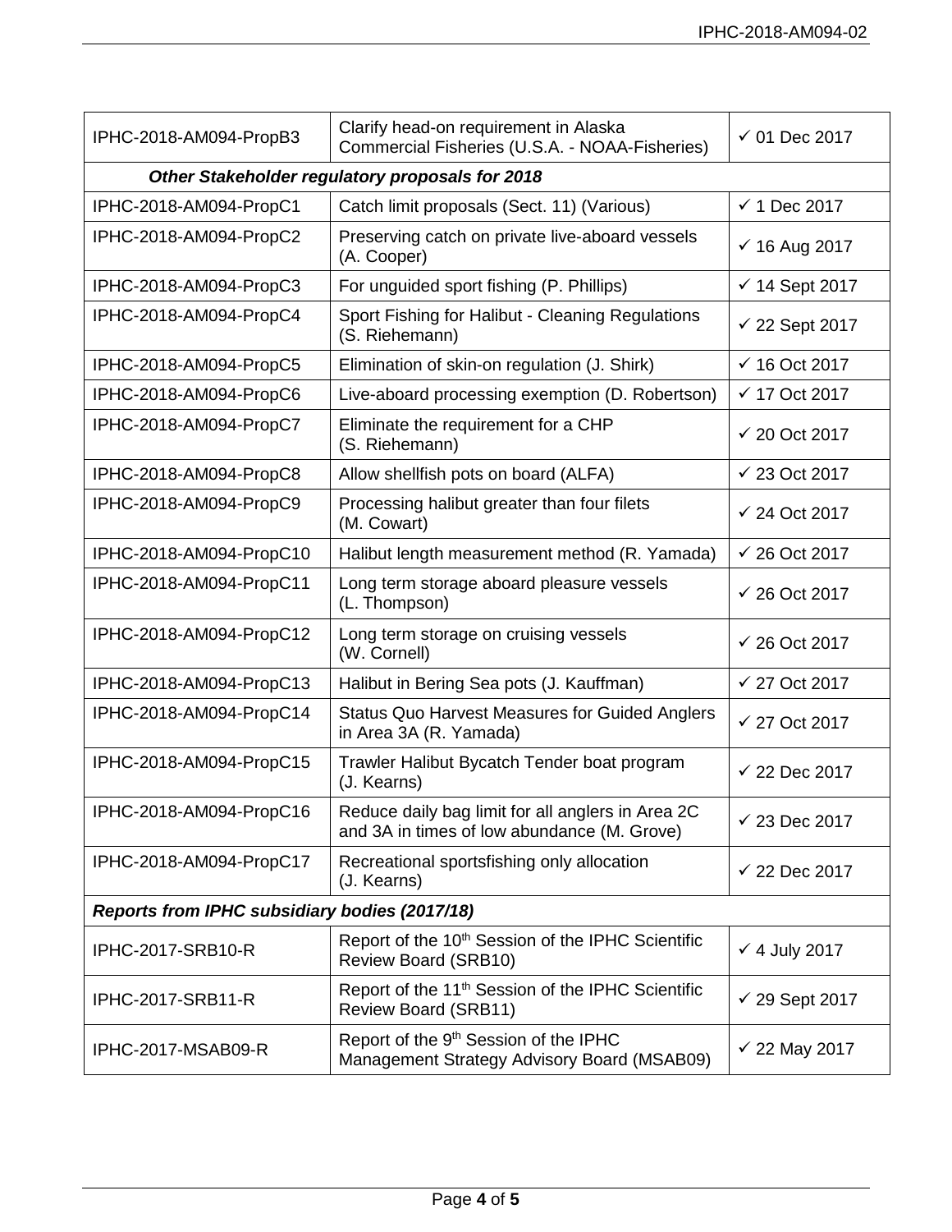| IPHC-2018-AM094-PropB3 | Clarify head-on requirement in Alaska Commercial Fisheries (U.S.A. - NOAA-Fisheries) | ✓ 01 Dec 2017 |
|---|---|---|
| ***Other Stakeholder regulatory proposals for 2018*** | | |
| IPHC-2018-AM094-PropC1 | Catch limit proposals (Sect. 11) (Various) | ✓ 1 Dec 2017 |
| IPHC-2018-AM094-PropC2 | Preserving catch on private live-aboard vessels (A. Cooper) | ✓ 16 Aug 2017 |
| IPHC-2018-AM094-PropC3 | For unguided sport fishing (P. Phillips) | ✓ 14 Sept 2017 |
| IPHC-2018-AM094-PropC4 | Sport Fishing for Halibut - Cleaning Regulations (S. Riehemann) | ✓ 22 Sept 2017 |
| IPHC-2018-AM094-PropC5 | Elimination of skin-on regulation (J. Shirk) | ✓ 16 Oct 2017 |
| IPHC-2018-AM094-PropC6 | Live-aboard processing exemption (D. Robertson) | ✓ 17 Oct 2017 |
| IPHC-2018-AM094-PropC7 | Eliminate the requirement for a CHP (S. Riehemann) | ✓ 20 Oct 2017 |
| IPHC-2018-AM094-PropC8 | Allow shellfish pots on board (ALFA) | ✓ 23 Oct 2017 |
| IPHC-2018-AM094-PropC9 | Processing halibut greater than four filets (M. Cowart) | ✓ 24 Oct 2017 |
| IPHC-2018-AM094-PropC10 | Halibut length measurement method (R. Yamada) | ✓ 26 Oct 2017 |
| IPHC-2018-AM094-PropC11 | Long term storage aboard pleasure vessels (L. Thompson) | ✓ 26 Oct 2017 |
| IPHC-2018-AM094-PropC12 | Long term storage on cruising vessels (W. Cornell) | ✓ 26 Oct 2017 |
| IPHC-2018-AM094-PropC13 | Halibut in Bering Sea pots (J. Kauffman) | ✓ 27 Oct 2017 |
| IPHC-2018-AM094-PropC14 | Status Quo Harvest Measures for Guided Anglers in Area 3A (R. Yamada) | ✓ 27 Oct 2017 |
| IPHC-2018-AM094-PropC15 | Trawler Halibut Bycatch Tender boat program (J. Kearns) | ✓ 22 Dec 2017 |
| IPHC-2018-AM094-PropC16 | Reduce daily bag limit for all anglers in Area 2C and 3A in times of low abundance (M. Grove) | ✓ 23 Dec 2017 |
| IPHC-2018-AM094-PropC17 | Recreational sportsfishing only allocation (J. Kearns) | ✓ 22 Dec 2017 |
| ***Reports from IPHC subsidiary bodies (2017/18)*** | | |
| IPHC-2017-SRB10-R | Report of the 10th Session of the IPHC Scientific Review Board (SRB10) | ✓ 4 July 2017 |
| IPHC-2017-SRB11-R | Report of the 11th Session of the IPHC Scientific Review Board (SRB11) | ✓ 29 Sept 2017 |
| IPHC-2017-MSAB09-R | Report of the 9th Session of the IPHC Management Strategy Advisory Board (MSAB09) | ✓ 22 May 2017 |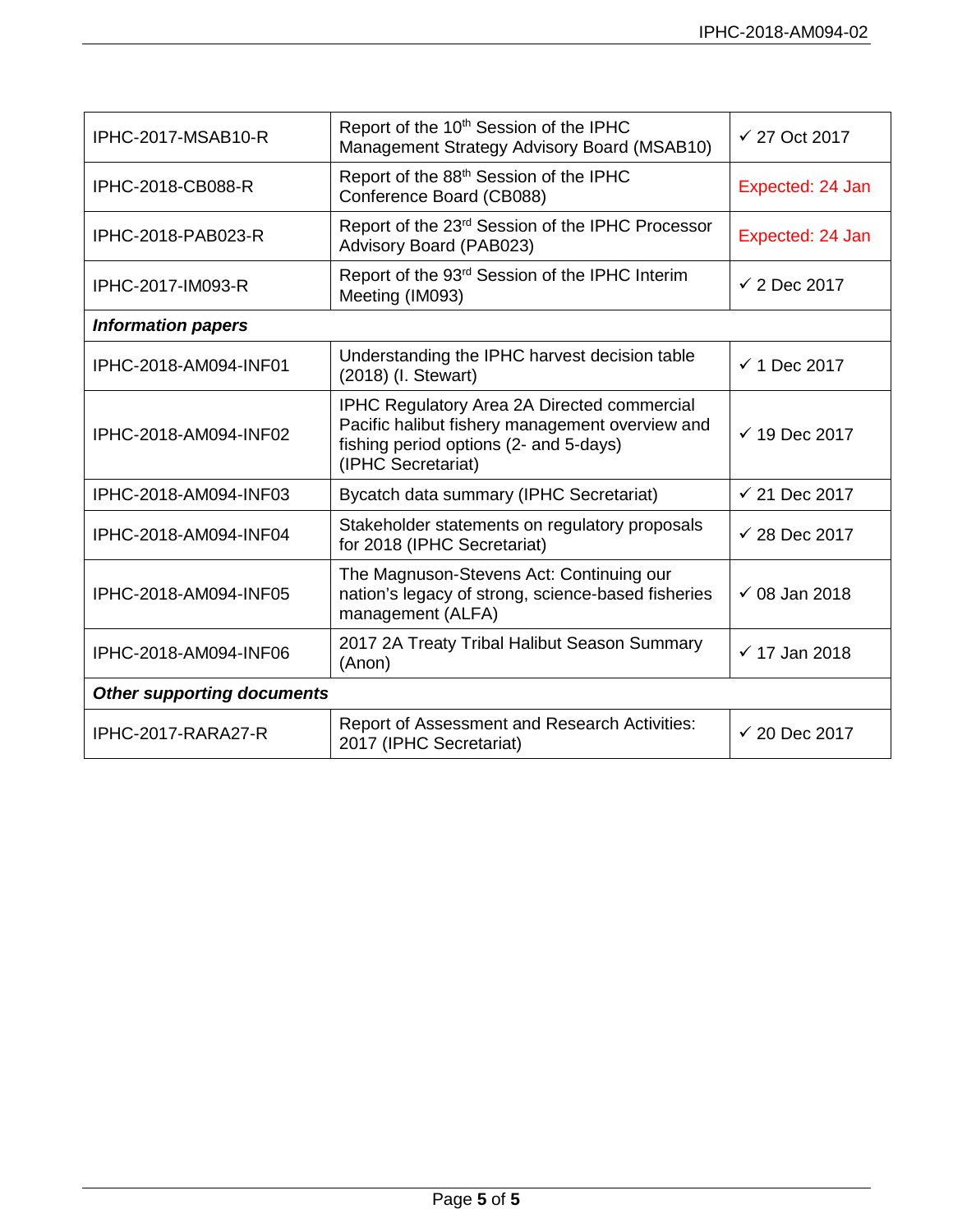| | | |
|---|---|---|
| IPHC-2017-MSAB10-R | Report of the 10th Session of the IPHC Management Strategy Advisory Board (MSAB10) | ✓ 27 Oct 2017 |
| IPHC-2018-CB088-R | Report of the 88th Session of the IPHC Conference Board (CB088) | Expected: 24 Jan |
| IPHC-2018-PAB023-R | Report of the 23rd Session of the IPHC Processor Advisory Board (PAB023) | Expected: 24 Jan |
| IPHC-2017-IM093-R | Report of the 93rd Session of the IPHC Interim Meeting (IM093) | ✓ 2 Dec 2017 |
| ***Information papers*** | | |
| IPHC-2018-AM094-INF01 | Understanding the IPHC harvest decision table (2018) (I. Stewart) | ✓ 1 Dec 2017 |
| IPHC-2018-AM094-INF02 | IPHC Regulatory Area 2A Directed commercial Pacific halibut fishery management overview and fishing period options (2- and 5-days) (IPHC Secretariat) | ✓ 19 Dec 2017 |
| IPHC-2018-AM094-INF03 | Bycatch data summary (IPHC Secretariat) | ✓ 21 Dec 2017 |
| IPHC-2018-AM094-INF04 | Stakeholder statements on regulatory proposals for 2018 (IPHC Secretariat) | ✓ 28 Dec 2017 |
| IPHC-2018-AM094-INF05 | The Magnuson-Stevens Act: Continuing our nation's legacy of strong, science-based fisheries management (ALFA) | ✓ 08 Jan 2018 |
| IPHC-2018-AM094-INF06 | 2017 2A Treaty Tribal Halibut Season Summary (Anon) | ✓ 17 Jan 2018 |
| ***Other supporting documents*** | | |
| IPHC-2017-RARA27-R | Report of Assessment and Research Activities: 2017 (IPHC Secretariat) | ✓ 20 Dec 2017 |